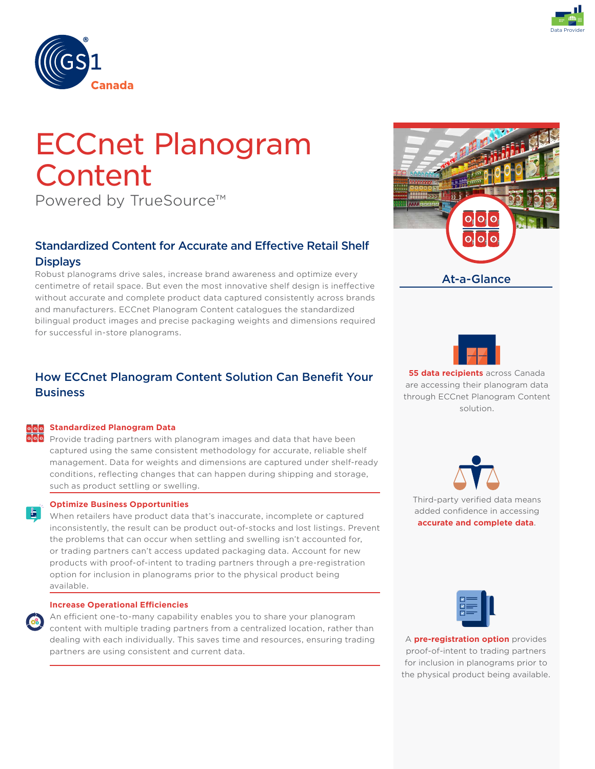# ECCnet Planogram Content

Powered by TrueSource™

## Standardized Content for Accurate and Effective Retail Shelf Displays

Robust planograms drive sales, increase brand awareness and optimize every centimetre of retail space. But even the most innovative shelf design is ineffective without accurate and complete product data captured consistently across brands and manufacturers. ECCnet Planogram Content catalogues the standardized bilingual product images and precise packaging weights and dimensions required for successful in-store planograms.

## How ECCnet Planogram Content Solution Can Benefit Your Business

### Standardized Planogram Data

Provide trading partners with planogram images and data that have been captured using the same consistent methodology for accurate, reliable shelf management. Data for weights and dimensions are captured under shelf-ready conditions, reflecting changes that can happen during shipping and storage, such as product settling or swelling.

### Optimize Business Opportunities

When retailers have product data that's inaccurate, incomplete or captured inconsistently, the result can be product out-of-stocks and lost listings. Prevent the problems that can occur when settling and swelling isn't accounted for, or trading partners can't access updated packaging data. Account for new products with proof-of-intent to trading partners through a pre-registration option for inclusion in planograms prior to the physical product being available.

### Increase Operational Efficiencies

An efficient one-to-many capability enables you to share your planogram content with multiple trading partners from a centralized location, rather than dealing with each individually. This saves time and resources, ensuring trading partners are using consistent and current data.

## At-a-Glance

**55 data recipients** across Canada are accessing their planogram data through ECCnet Planogram Content solution.

Third-party verified data means added confidence in accessing **accurate and complete data**.

A **pre-registration option** provides proof-of-intent to trading partners for inclusion in planograms prior to the physical product being available.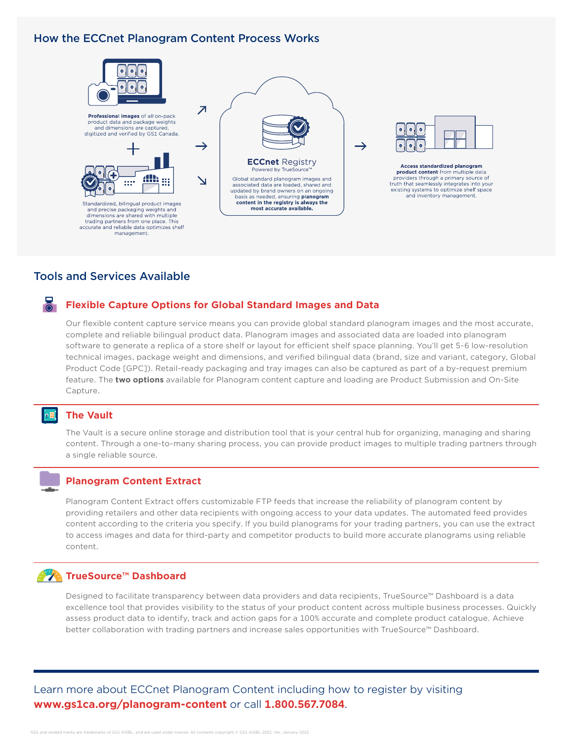## How the ECCnet Planogram Content Process Works

**Professional images** of all on-pack product data and package weights and dimensions are captured, digitized and verified by GS1 Canada.

+

Standardized, bilingual product images and precise packaging weights and dimensions are shared with multiple trading partners from one place. This accurate and reliable data optimizes shelf management.

**ECCnet** Registry
Powered by TrueSource™

Global standard planogram images and associated data are loaded, shared and updated by brand owners on an ongoing basis as needed, ensuring **planogram content in the registry is always the most accurate available.**

**Access standardized planogram product content** from multiple data providers through a primary source of truth that seamlessly integrates into your existing systems to optimize shelf space and inventory management.

## Tools and Services Available

### Flexible Capture Options for Global Standard Images and Data

Our flexible content capture service means you can provide global standard planogram images and the most accurate, complete and reliable bilingual product data. Planogram images and associated data are loaded into planogram software to generate a replica of a store shelf or layout for efficient shelf space planning. You'll get 5-6 low-resolution technical images, package weight and dimensions, and verified bilingual data (brand, size and variant, category, Global Product Code [GPC]). Retail-ready packaging and tray images can also be captured as part of a by-request premium feature. The **two options** available for Planogram content capture and loading are Product Submission and On-Site Capture.

### The Vault

The Vault is a secure online storage and distribution tool that is your central hub for organizing, managing and sharing content. Through a one-to-many sharing process, you can provide product images to multiple trading partners through a single reliable source.

### Planogram Content Extract

Planogram Content Extract offers customizable FTP feeds that increase the reliability of planogram content by providing retailers and other data recipients with ongoing access to your data updates. The automated feed provides content according to the criteria you specify. If you build planograms for your trading partners, you can use the extract to access images and data for third-party and competitor products to build more accurate planograms using reliable content.

### TrueSource™ Dashboard

Designed to facilitate transparency between data providers and data recipients, TrueSource™ Dashboard is a data excellence tool that provides visibility to the status of your product content across multiple business processes. Quickly assess product data to identify, track and action gaps for a 100% accurate and complete product catalogue. Achieve better collaboration with trading partners and increase sales opportunities with TrueSource™ Dashboard.

Learn more about ECCnet Planogram Content including how to register by visiting **www.gs1ca.org/planogram-content** or call **1.800.567.7084**.

GS1 and related marks are trademarks of GS1 AISBL, and are used under license. All contents copyright © GS1 AISBL 2022. Ver. January-2022